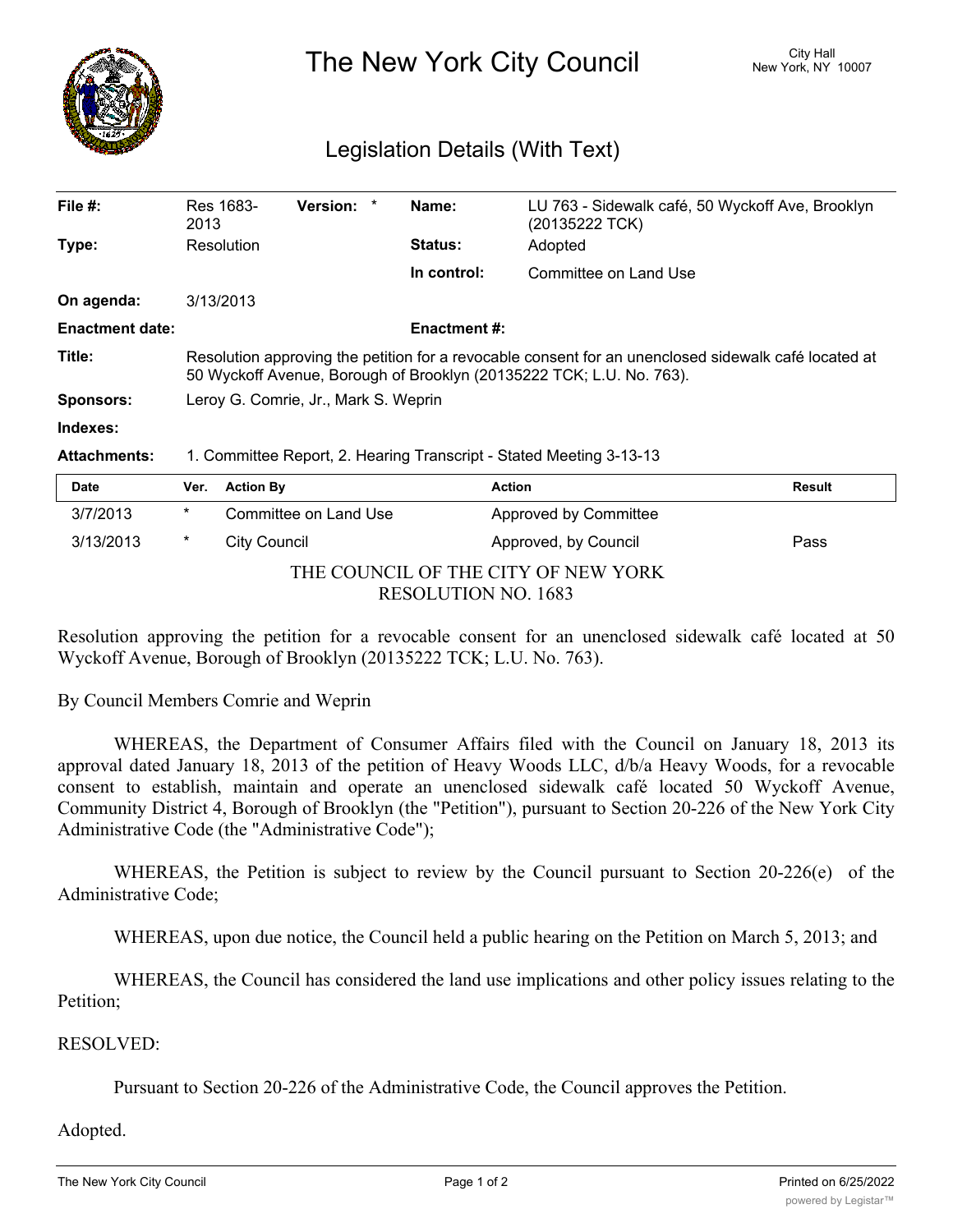# The New York City Council

City Hall
New York, NY 10007

## Legislation Details (With Text)

| | | | |
|---|---|---|---|
| **File #:** | Res 1683-2013 **Version:** * | **Name:** | LU 763 - Sidewalk café, 50 Wyckoff Ave, Brooklyn (20135222 TCK) |
| **Type:** | Resolution | **Status:** | Adopted |
| | | **In control:** | Committee on Land Use |
| **On agenda:** | 3/13/2013 | | |
| **Enactment date:** | | **Enactment #:** | |
| **Title:** | Resolution approving the petition for a revocable consent for an unenclosed sidewalk café located at 50 Wyckoff Avenue, Borough of Brooklyn (20135222 TCK; L.U. No. 763). | | |
| **Sponsors:** | Leroy G. Comrie, Jr., Mark S. Weprin | | |
| **Indexes:** | | | |
| **Attachments:** | 1. Committee Report, 2. Hearing Transcript - Stated Meeting 3-13-13 | | |

| Date | Ver. | Action By | Action | Result |
|---|---|---|---|---|
| 3/7/2013 | * | Committee on Land Use | Approved by Committee | |
| 3/13/2013 | * | City Council | Approved, by Council | Pass |

THE COUNCIL OF THE CITY OF NEW YORK
RESOLUTION NO. 1683

Resolution approving the petition for a revocable consent for an unenclosed sidewalk café located at 50 Wyckoff Avenue, Borough of Brooklyn (20135222 TCK; L.U. No. 763).

By Council Members Comrie and Weprin

WHEREAS, the Department of Consumer Affairs filed with the Council on January 18, 2013 its approval dated January 18, 2013 of the petition of Heavy Woods LLC, d/b/a Heavy Woods, for a revocable consent to establish, maintain and operate an unenclosed sidewalk café located 50 Wyckoff Avenue, Community District 4, Borough of Brooklyn (the "Petition"), pursuant to Section 20-226 of the New York City Administrative Code (the "Administrative Code");

WHEREAS, the Petition is subject to review by the Council pursuant to Section 20-226(e) of the Administrative Code;

WHEREAS, upon due notice, the Council held a public hearing on the Petition on March 5, 2013; and

WHEREAS, the Council has considered the land use implications and other policy issues relating to the Petition;

RESOLVED:

Pursuant to Section 20-226 of the Administrative Code, the Council approves the Petition.

Adopted.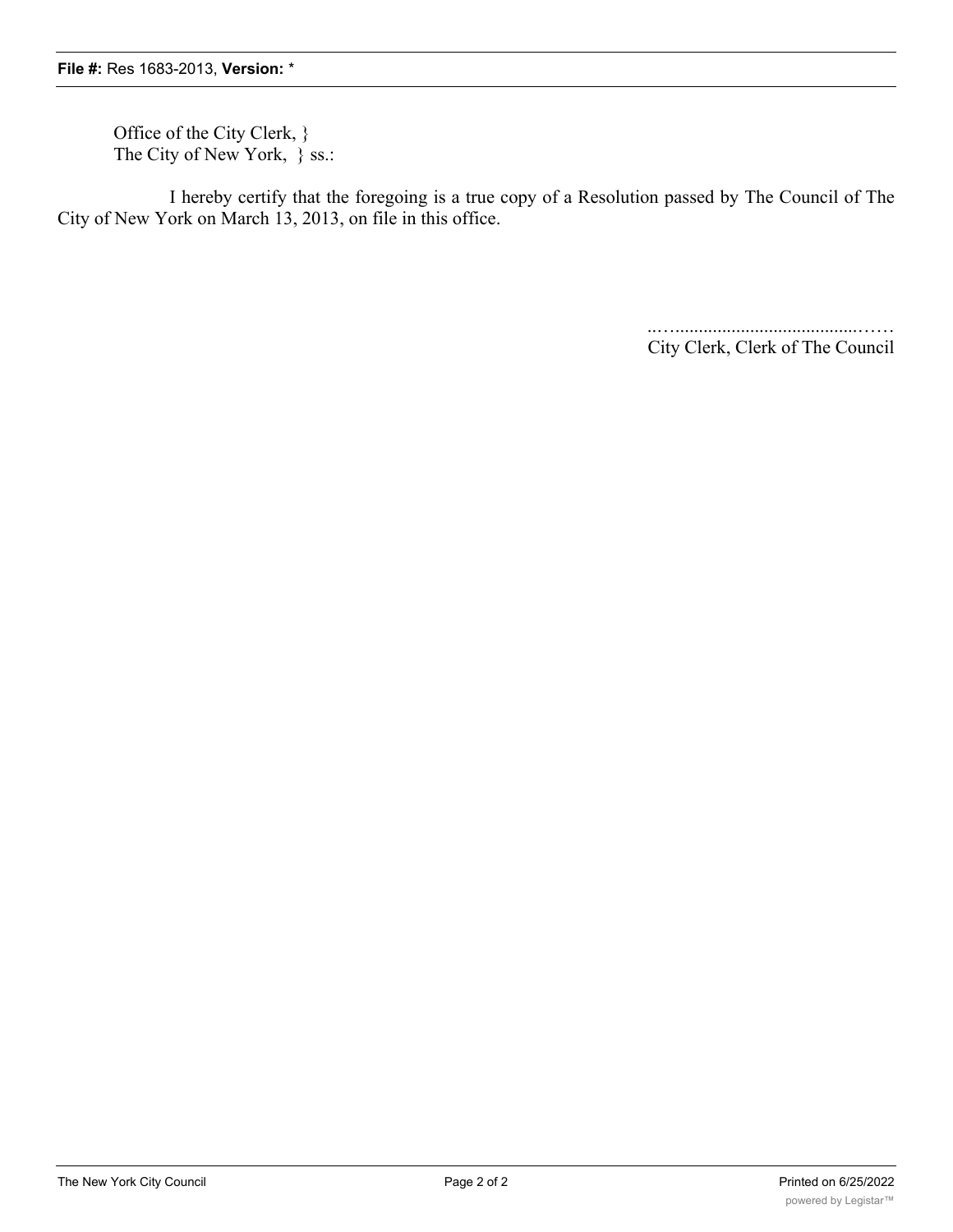Office of the City Clerk, }
The City of New York, } ss.:

I hereby certify that the foregoing is a true copy of a Resolution passed by The Council of The City of New York on March 13, 2013, on file in this office.

..….......................................……
City Clerk, Clerk of The Council